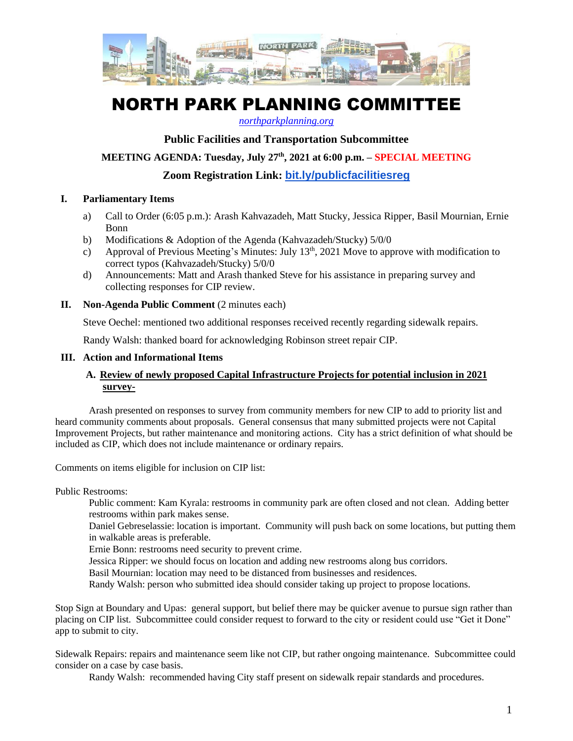# NORTH PARK PLANNING COMMITTEE

*northparkplanning.org*

**Public Facilities and Transportation Subcommittee**

**MEETING AGENDA: Tuesday, July 27th, 2021 at 6:00 p.m. – SPECIAL MEETING**

**Zoom Registration Link: bit.ly/publicfacilitiesreg**

## I. Parliamentary Items

a) Call to Order (6:05 p.m.): Arash Kahvazadeh, Matt Stucky, Jessica Ripper, Basil Mournian, Ernie Bonn
b) Modifications & Adoption of the Agenda (Kahvazadeh/Stucky) 5/0/0
c) Approval of Previous Meeting's Minutes: July 13th, 2021 Move to approve with modification to correct typos (Kahvazadeh/Stucky) 5/0/0
d) Announcements: Matt and Arash thanked Steve for his assistance in preparing survey and collecting responses for CIP review.

## II. Non-Agenda Public Comment (2 minutes each)

Steve Oechel: mentioned two additional responses received recently regarding sidewalk repairs.

Randy Walsh: thanked board for acknowledging Robinson street repair CIP.

## III. Action and Informational Items

### A. Review of newly proposed Capital Infrastructure Projects for potential inclusion in 2021 survey-

Arash presented on responses to survey from community members for new CIP to add to priority list and heard community comments about proposals. General consensus that many submitted projects were not Capital Improvement Projects, but rather maintenance and monitoring actions. City has a strict definition of what should be included as CIP, which does not include maintenance or ordinary repairs.

Comments on items eligible for inclusion on CIP list:

Public Restrooms:

Public comment: Kam Kyrala: restrooms in community park are often closed and not clean. Adding better restrooms within park makes sense.
Daniel Gebreselassie: location is important. Community will push back on some locations, but putting them in walkable areas is preferable.
Ernie Bonn: restrooms need security to prevent crime.
Jessica Ripper: we should focus on location and adding new restrooms along bus corridors.
Basil Mournian: location may need to be distanced from businesses and residences.
Randy Walsh: person who submitted idea should consider taking up project to propose locations.

Stop Sign at Boundary and Upas: general support, but belief there may be quicker avenue to pursue sign rather than placing on CIP list. Subcommittee could consider request to forward to the city or resident could use "Get it Done" app to submit to city.

Sidewalk Repairs: repairs and maintenance seem like not CIP, but rather ongoing maintenance. Subcommittee could consider on a case by case basis.

Randy Walsh: recommended having City staff present on sidewalk repair standards and procedures.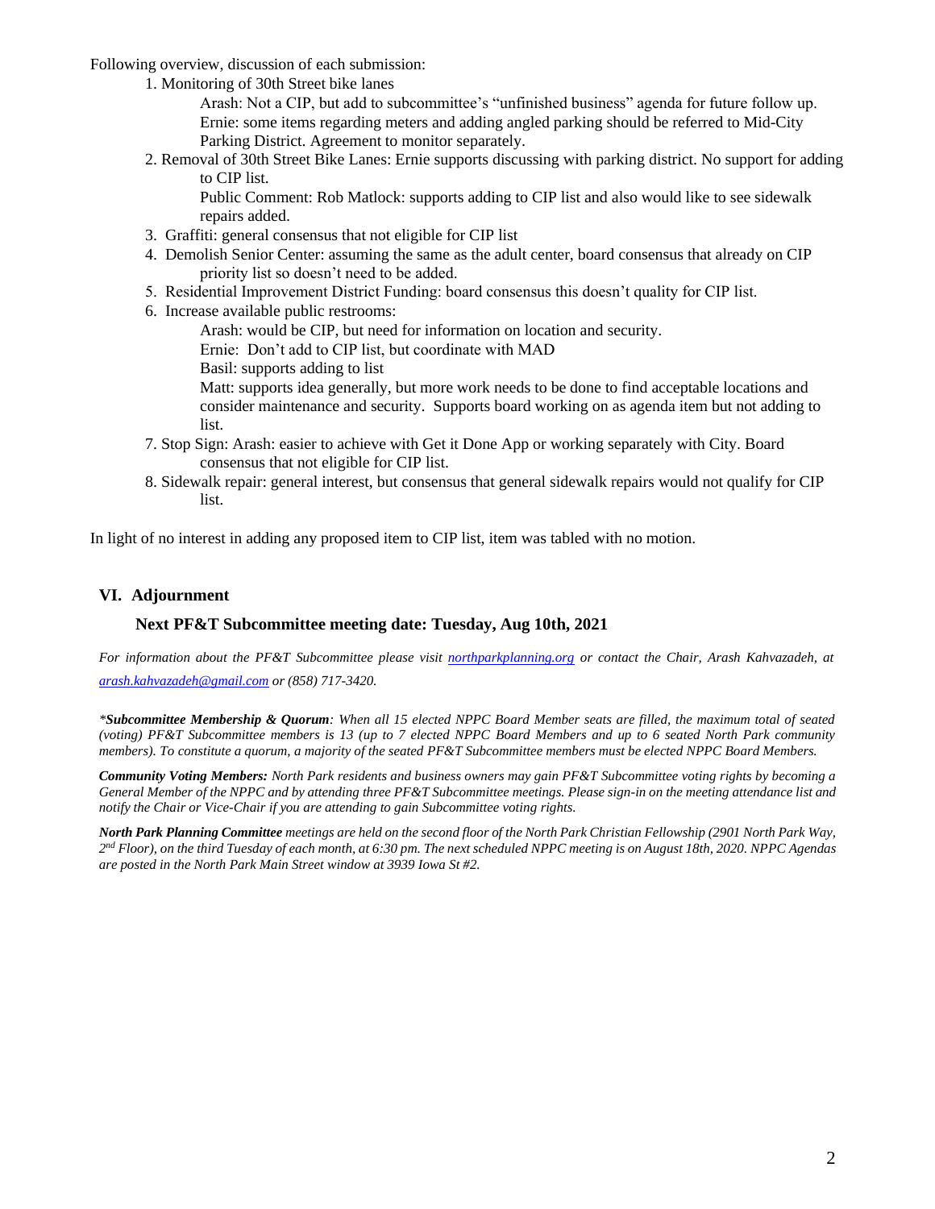Following overview, discussion of each submission:

1. Monitoring of 30th Street bike lanes

   Arash: Not a CIP, but add to subcommittee's "unfinished business" agenda for future follow up.
   Ernie: some items regarding meters and adding angled parking should be referred to Mid-City Parking District. Agreement to monitor separately.

2. Removal of 30th Street Bike Lanes: Ernie supports discussing with parking district. No support for adding to CIP list.

   Public Comment: Rob Matlock: supports adding to CIP list and also would like to see sidewalk repairs added.

3. Graffiti: general consensus that not eligible for CIP list
4. Demolish Senior Center: assuming the same as the adult center, board consensus that already on CIP priority list so doesn't need to be added.
5. Residential Improvement District Funding: board consensus this doesn't quality for CIP list.
6. Increase available public restrooms:

   Arash: would be CIP, but need for information on location and security.
   Ernie: Don't add to CIP list, but coordinate with MAD
   Basil: supports adding to list
   Matt: supports idea generally, but more work needs to be done to find acceptable locations and consider maintenance and security. Supports board working on as agenda item but not adding to list.

7. Stop Sign: Arash: easier to achieve with Get it Done App or working separately with City. Board consensus that not eligible for CIP list.
8. Sidewalk repair: general interest, but consensus that general sidewalk repairs would not qualify for CIP list.

In light of no interest in adding any proposed item to CIP list, item was tabled with no motion.

## VI. Adjournment

### Next PF&T Subcommittee meeting date: Tuesday, Aug 10th, 2021

*For information about the PF&T Subcommittee please visit [northparkplanning.org](northparkplanning.org) or contact the Chair, Arash Kahvazadeh, at [arash.kahvazadeh@gmail.com](mailto:arash.kahvazadeh@gmail.com) or (858) 717-3420.*

**\****Subcommittee Membership & Quorum**: When all 15 elected NPPC Board Member seats are filled, the maximum total of seated (voting) PF&T Subcommittee members is 13 (up to 7 elected NPPC Board Members and up to 6 seated North Park community members). To constitute a quorum, a majority of the seated PF&T Subcommittee members must be elected NPPC Board Members.*

***Community Voting Members:** North Park residents and business owners may gain PF&T Subcommittee voting rights by becoming a General Member of the NPPC and by attending three PF&T Subcommittee meetings. Please sign-in on the meeting attendance list and notify the Chair or Vice-Chair if you are attending to gain Subcommittee voting rights.*

***North Park Planning Committee** meetings are held on the second floor of the North Park Christian Fellowship (2901 North Park Way, 2nd Floor), on the third Tuesday of each month, at 6:30 pm. The next scheduled NPPC meeting is on August 18th, 2020. NPPC Agendas are posted in the North Park Main Street window at 3939 Iowa St #2.*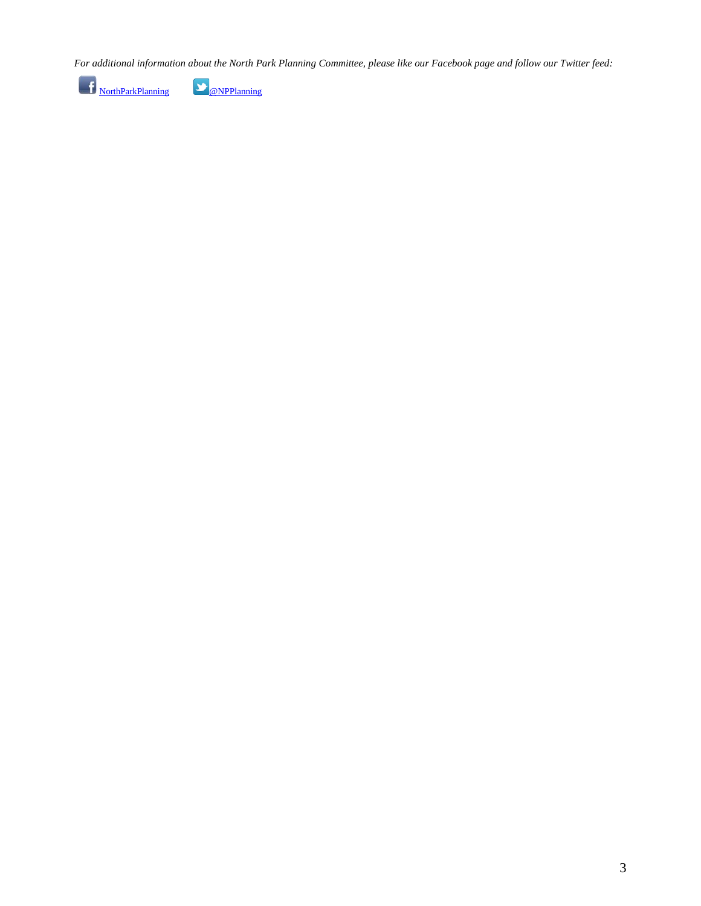*For additional information about the North Park Planning Committee, please like our Facebook page and follow our Twitter feed:*

NorthParkPlanning @NPPlanning